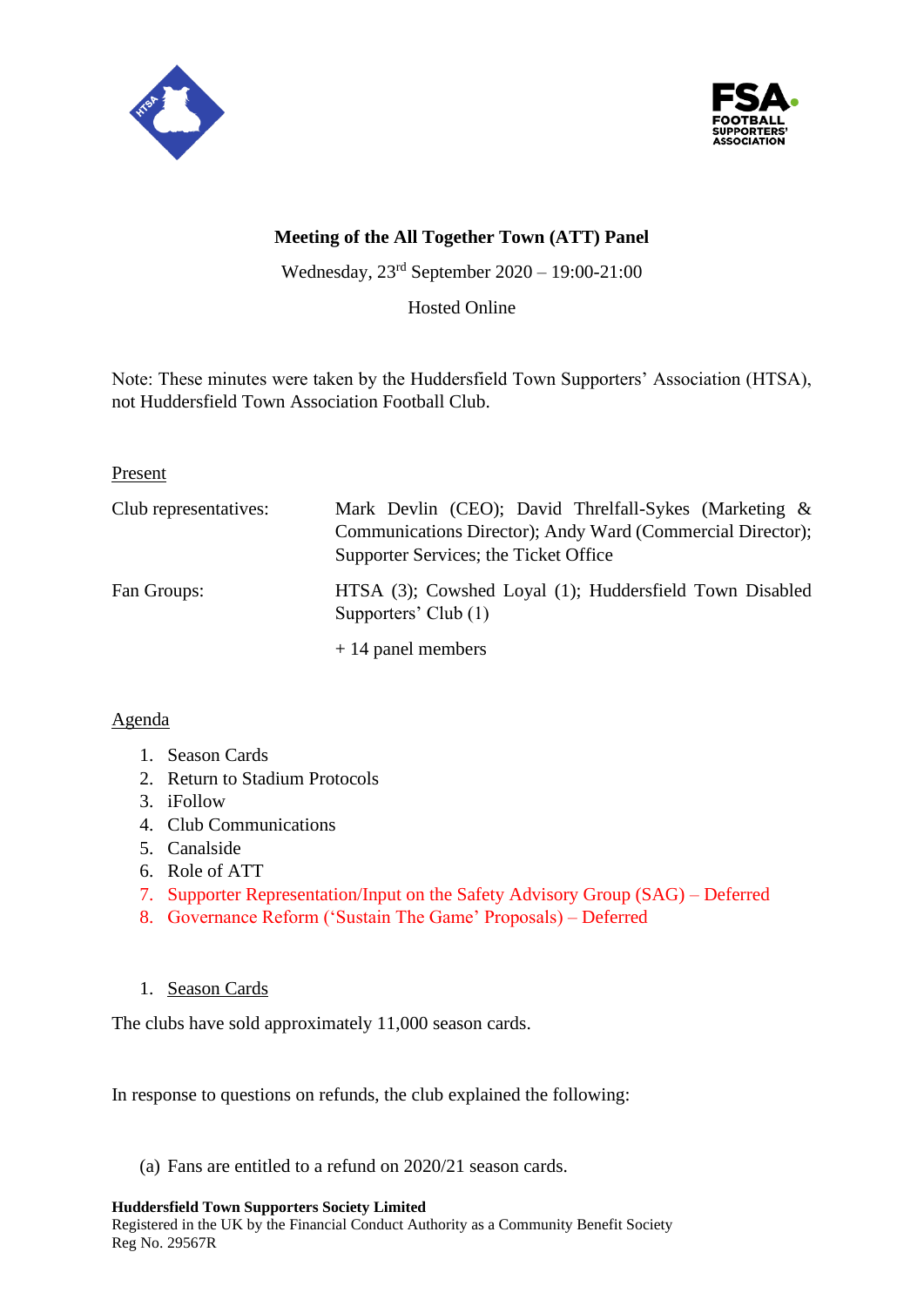**Meeting of the All Together Town (ATT) Panel**

Wednesday, 23rd September 2020 – 19:00-21:00

Hosted Online

Note: These minutes were taken by the Huddersfield Town Supporters' Association (HTSA), not Huddersfield Town Association Football Club.

Present

| | |
|---|---|
| Club representatives: | Mark Devlin (CEO); David Threlfall-Sykes (Marketing & Communications Director); Andy Ward (Commercial Director); Supporter Services; the Ticket Office |
| Fan Groups: | HTSA (3); Cowshed Loyal (1); Huddersfield Town Disabled Supporters' Club (1) |
| | + 14 panel members |

Agenda

1. Season Cards
2. Return to Stadium Protocols
3. iFollow
4. Club Communications
5. Canalside
6. Role of ATT
7. Supporter Representation/Input on the Safety Advisory Group (SAG) – Deferred
8. Governance Reform ('Sustain The Game' Proposals) – Deferred

1. Season Cards

The clubs have sold approximately 11,000 season cards.

In response to questions on refunds, the club explained the following:

(a) Fans are entitled to a refund on 2020/21 season cards.

**Huddersfield Town Supporters Society Limited**
Registered in the UK by the Financial Conduct Authority as a Community Benefit Society
Reg No. 29567R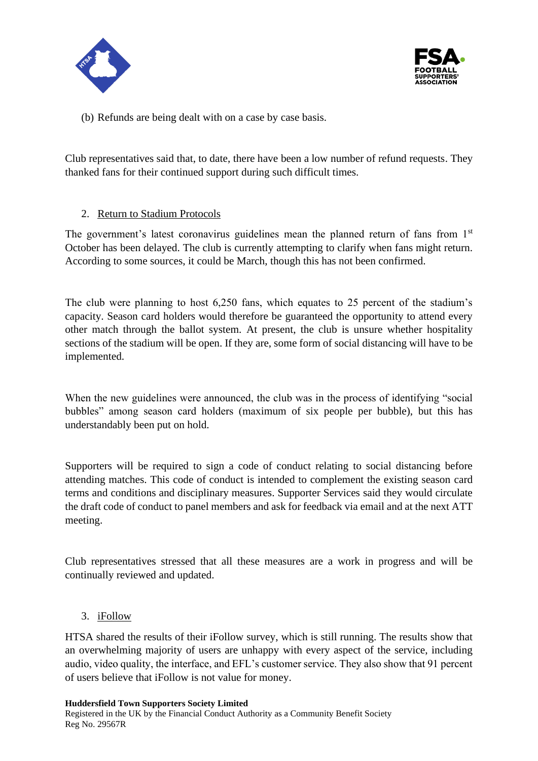(b) Refunds are being dealt with on a case by case basis.

Club representatives said that, to date, there have been a low number of refund requests. They thanked fans for their continued support during such difficult times.

2. Return to Stadium Protocols

The government's latest coronavirus guidelines mean the planned return of fans from 1st October has been delayed. The club is currently attempting to clarify when fans might return. According to some sources, it could be March, though this has not been confirmed.

The club were planning to host 6,250 fans, which equates to 25 percent of the stadium's capacity. Season card holders would therefore be guaranteed the opportunity to attend every other match through the ballot system. At present, the club is unsure whether hospitality sections of the stadium will be open. If they are, some form of social distancing will have to be implemented.

When the new guidelines were announced, the club was in the process of identifying "social bubbles" among season card holders (maximum of six people per bubble), but this has understandably been put on hold.

Supporters will be required to sign a code of conduct relating to social distancing before attending matches. This code of conduct is intended to complement the existing season card terms and conditions and disciplinary measures. Supporter Services said they would circulate the draft code of conduct to panel members and ask for feedback via email and at the next ATT meeting.

Club representatives stressed that all these measures are a work in progress and will be continually reviewed and updated.

3. iFollow

HTSA shared the results of their iFollow survey, which is still running. The results show that an overwhelming majority of users are unhappy with every aspect of the service, including audio, video quality, the interface, and EFL's customer service. They also show that 91 percent of users believe that iFollow is not value for money.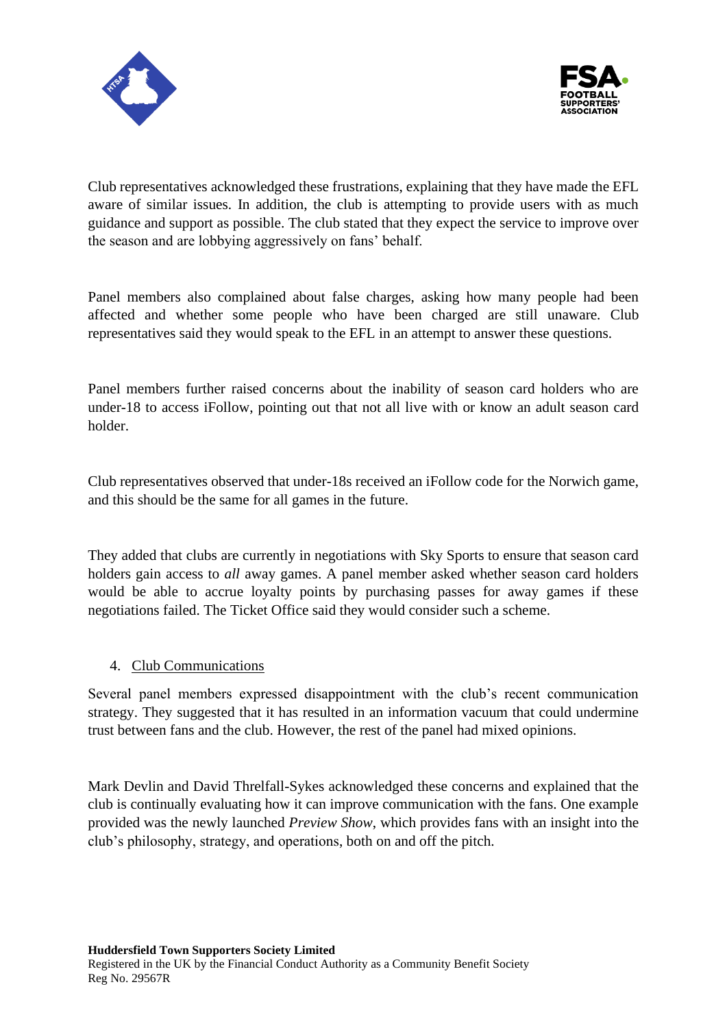Club representatives acknowledged these frustrations, explaining that they have made the EFL aware of similar issues. In addition, the club is attempting to provide users with as much guidance and support as possible. The club stated that they expect the service to improve over the season and are lobbying aggressively on fans' behalf.

Panel members also complained about false charges, asking how many people had been affected and whether some people who have been charged are still unaware. Club representatives said they would speak to the EFL in an attempt to answer these questions.

Panel members further raised concerns about the inability of season card holders who are under-18 to access iFollow, pointing out that not all live with or know an adult season card holder.

Club representatives observed that under-18s received an iFollow code for the Norwich game, and this should be the same for all games in the future.

They added that clubs are currently in negotiations with Sky Sports to ensure that season card holders gain access to *all* away games. A panel member asked whether season card holders would be able to accrue loyalty points by purchasing passes for away games if these negotiations failed. The Ticket Office said they would consider such a scheme.

4. Club Communications

Several panel members expressed disappointment with the club's recent communication strategy. They suggested that it has resulted in an information vacuum that could undermine trust between fans and the club. However, the rest of the panel had mixed opinions.

Mark Devlin and David Threlfall-Sykes acknowledged these concerns and explained that the club is continually evaluating how it can improve communication with the fans. One example provided was the newly launched *Preview Show*, which provides fans with an insight into the club's philosophy, strategy, and operations, both on and off the pitch.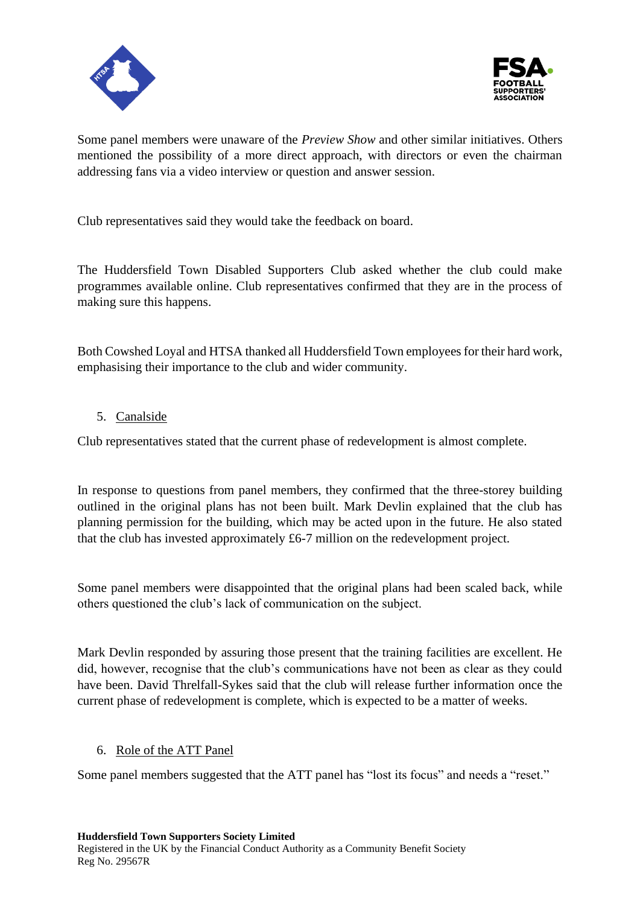Some panel members were unaware of the *Preview Show* and other similar initiatives. Others mentioned the possibility of a more direct approach, with directors or even the chairman addressing fans via a video interview or question and answer session.

Club representatives said they would take the feedback on board.

The Huddersfield Town Disabled Supporters Club asked whether the club could make programmes available online. Club representatives confirmed that they are in the process of making sure this happens.

Both Cowshed Loyal and HTSA thanked all Huddersfield Town employees for their hard work, emphasising their importance to the club and wider community.

5. Canalside

Club representatives stated that the current phase of redevelopment is almost complete.

In response to questions from panel members, they confirmed that the three-storey building outlined in the original plans has not been built. Mark Devlin explained that the club has planning permission for the building, which may be acted upon in the future. He also stated that the club has invested approximately £6-7 million on the redevelopment project.

Some panel members were disappointed that the original plans had been scaled back, while others questioned the club's lack of communication on the subject.

Mark Devlin responded by assuring those present that the training facilities are excellent. He did, however, recognise that the club's communications have not been as clear as they could have been. David Threlfall-Sykes said that the club will release further information once the current phase of redevelopment is complete, which is expected to be a matter of weeks.

6. Role of the ATT Panel

Some panel members suggested that the ATT panel has "lost its focus" and needs a "reset."

**Huddersfield Town Supporters Society Limited**
Registered in the UK by the Financial Conduct Authority as a Community Benefit Society
Reg No. 29567R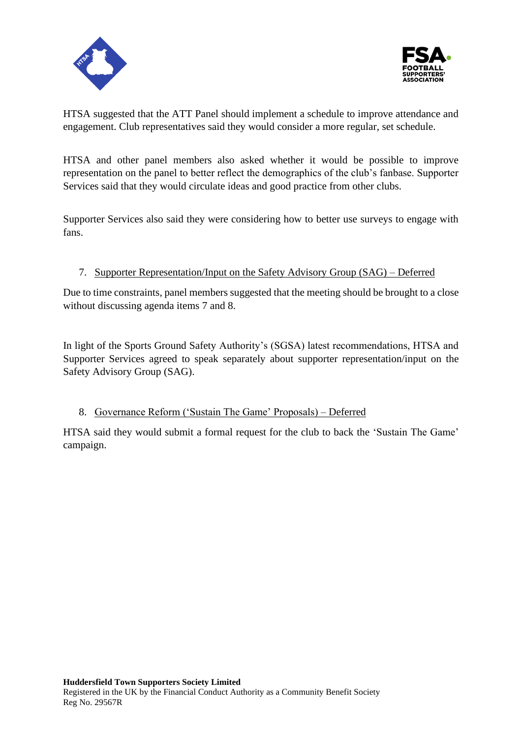HTSA suggested that the ATT Panel should implement a schedule to improve attendance and engagement. Club representatives said they would consider a more regular, set schedule.

HTSA and other panel members also asked whether it would be possible to improve representation on the panel to better reflect the demographics of the club's fanbase. Supporter Services said that they would circulate ideas and good practice from other clubs.

Supporter Services also said they were considering how to better use surveys to engage with fans.

7. <u>Supporter Representation/Input on the Safety Advisory Group (SAG) – Deferred</u>

Due to time constraints, panel members suggested that the meeting should be brought to a close without discussing agenda items 7 and 8.

In light of the Sports Ground Safety Authority's (SGSA) latest recommendations, HTSA and Supporter Services agreed to speak separately about supporter representation/input on the Safety Advisory Group (SAG).

8. <u>Governance Reform ('Sustain The Game' Proposals) – Deferred</u>

HTSA said they would submit a formal request for the club to back the 'Sustain The Game' campaign.

**Huddersfield Town Supporters Society Limited**
Registered in the UK by the Financial Conduct Authority as a Community Benefit Society
Reg No. 29567R